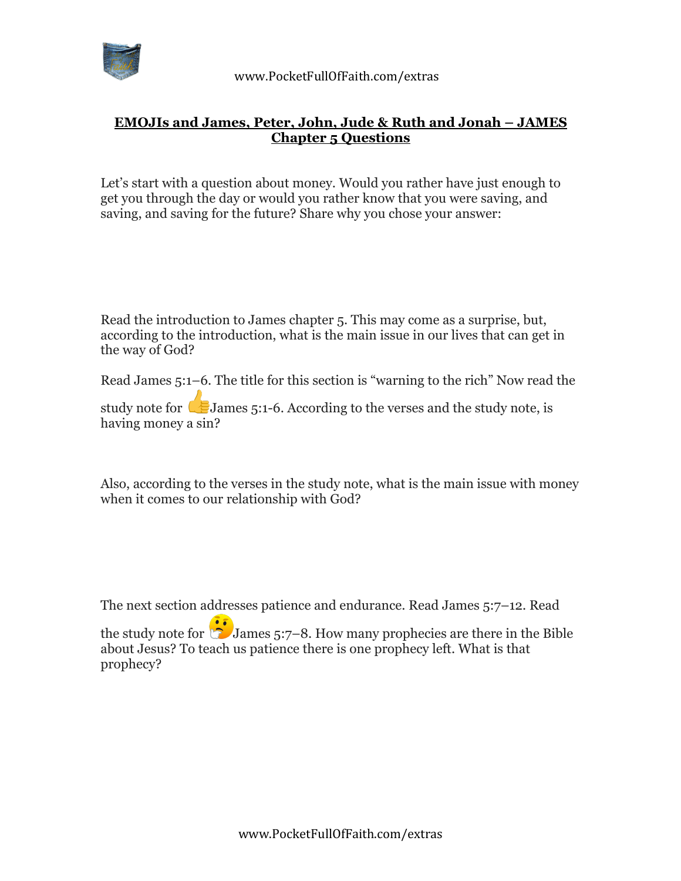# EMOJIs and James, Peter, John, Jude & Ruth and Jonah – JAMES Chapter 5 Questions

Let's start with a question about money. Would you rather have just enough to get you through the day or would you rather know that you were saving, and saving, and saving for the future? Share why you chose your answer:

Read the introduction to James chapter 5. This may come as a surprise, but, according to the introduction, what is the main issue in our lives that can get in the way of God?

Read James 5:1–6. The title for this section is "warning to the rich" Now read the study note for 👍James 5:1-6. According to the verses and the study note, is having money a sin?

Also, according to the verses in the study note, what is the main issue with money when it comes to our relationship with God?

The next section addresses patience and endurance. Read James 5:7–12. Read the study note for 🤔James 5:7–8. How many prophecies are there in the Bible about Jesus? To teach us patience there is one prophecy left. What is that prophecy?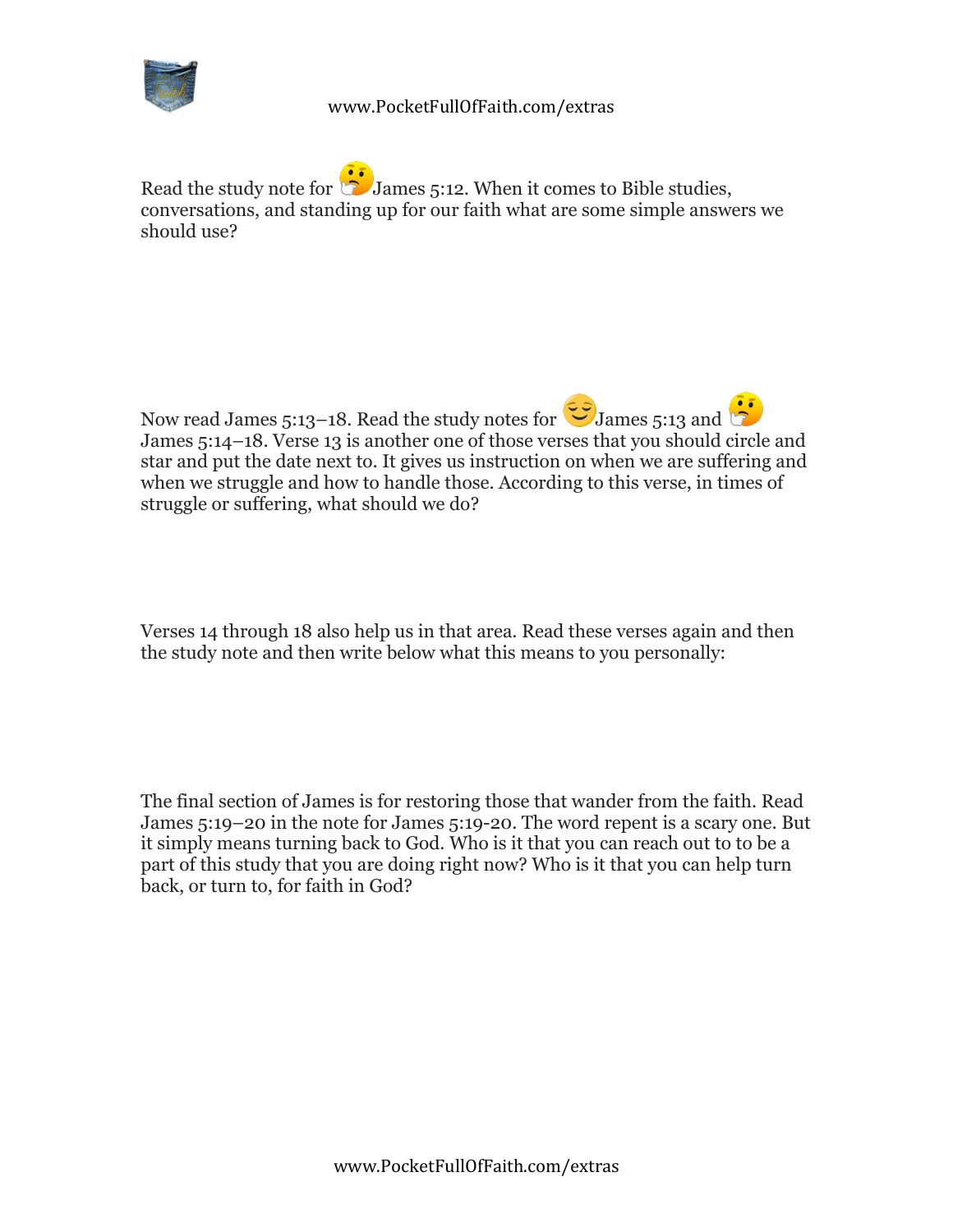Read the study note for 🤔James 5:12. When it comes to Bible studies, conversations, and standing up for our faith what are some simple answers we should use?

Now read James 5:13–18. Read the study notes for 😌James 5:13 and 🤔James 5:14–18. Verse 13 is another one of those verses that you should circle and star and put the date next to. It gives us instruction on when we are suffering and when we struggle and how to handle those. According to this verse, in times of struggle or suffering, what should we do?

Verses 14 through 18 also help us in that area. Read these verses again and then the study note and then write below what this means to you personally:

The final section of James is for restoring those that wander from the faith. Read James 5:19–20 in the note for James 5:19-20. The word repent is a scary one. But it simply means turning back to God. Who is it that you can reach out to to be a part of this study that you are doing right now? Who is it that you can help turn back, or turn to, for faith in God?